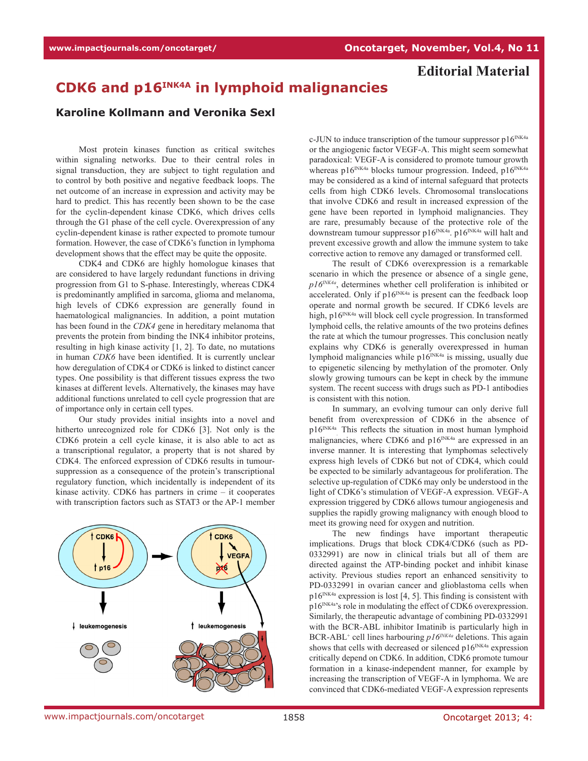Editorial Material

# CDK6 and p16$^{INK4A}$ in lymphoid malignancies

## Karoline Kollmann and Veronika Sexl

Most protein kinases function as critical switches within signaling networks. Due to their central roles in signal transduction, they are subject to tight regulation and to control by both positive and negative feedback loops. The net outcome of an increase in expression and activity may be hard to predict. This has recently been shown to be the case for the cyclin-dependent kinase CDK6, which drives cells through the G1 phase of the cell cycle. Overexpression of any cyclin-dependent kinase is rather expected to promote tumour formation. However, the case of CDK6's function in lymphoma development shows that the effect may be quite the opposite.

CDK4 and CDK6 are highly homologue kinases that are considered to have largely redundant functions in driving progression from G1 to S-phase. Interestingly, whereas CDK4 is predominantly amplified in sarcoma, glioma and melanoma, high levels of CDK6 expression are generally found in haematological malignancies. In addition, a point mutation has been found in the *CDK4* gene in hereditary melanoma that prevents the protein from binding the INK4 inhibitor proteins, resulting in high kinase activity [1, 2]. To date, no mutations in human *CDK6* have been identified. It is currently unclear how deregulation of CDK4 or CDK6 is linked to distinct cancer types. One possibility is that different tissues express the two kinases at different levels. Alternatively, the kinases may have additional functions unrelated to cell cycle progression that are of importance only in certain cell types.

Our study provides initial insights into a novel and hitherto unrecognized role for CDK6 [3]. Not only is the CDK6 protein a cell cycle kinase, it is also able to act as a transcriptional regulator, a property that is not shared by CDK4. The enforced expression of CDK6 results in tumour-suppression as a consequence of the protein's transcriptional regulatory function, which incidentally is independent of its kinase activity. CDK6 has partners in crime – it cooperates with transcription factors such as STAT3 or the AP-1 member c-JUN to induce transcription of the tumour suppressor p16$^{INK4a}$ or the angiogenic factor VEGF-A. This might seem somewhat paradoxical: VEGF-A is considered to promote tumour growth whereas p16$^{INK4a}$ blocks tumour progression. Indeed, p16$^{INK4a}$ may be considered as a kind of internal safeguard that protects cells from high CDK6 levels. Chromosomal translocations that involve CDK6 and result in increased expression of the gene have been reported in lymphoid malignancies. They are rare, presumably because of the protective role of the downstream tumour suppressor p16$^{INK4a}$. p16$^{INK4a}$ will halt and prevent excessive growth and allow the immune system to take corrective action to remove any damaged or transformed cell.

The result of CDK6 overexpression is a remarkable scenario in which the presence or absence of a single gene, *p16$^{INK4a}$*, determines whether cell proliferation is inhibited or accelerated. Only if p16$^{INK4a}$ is present can the feedback loop operate and normal growth be secured. If CDK6 levels are high, p16$^{INK4a}$ will block cell cycle progression. In transformed lymphoid cells, the relative amounts of the two proteins defines the rate at which the tumour progresses. This conclusion neatly explains why CDK6 is generally overexpressed in human lymphoid malignancies while p16$^{INK4a}$ is missing, usually due to epigenetic silencing by methylation of the promoter. Only slowly growing tumours can be kept in check by the immune system. The recent success with drugs such as PD-1 antibodies is consistent with this notion.

In summary, an evolving tumour can only derive full benefit from overexpression of CDK6 in the absence of p16$^{INK4a}$. This reflects the situation in most human lymphoid malignancies, where CDK6 and p16$^{INK4a}$ are expressed in an inverse manner. It is interesting that lymphomas selectively express high levels of CDK6 but not of CDK4, which could be expected to be similarly advantageous for proliferation. The selective up-regulation of CDK6 may only be understood in the light of CDK6's stimulation of VEGF-A expression. VEGF-A expression triggered by CDK6 allows tumour angiogenesis and supplies the rapidly growing malignancy with enough blood to meet its growing need for oxygen and nutrition.

The new findings have important therapeutic implications. Drugs that block CDK4/CDK6 (such as PD-0332991) are now in clinical trials but all of them are directed against the ATP-binding pocket and inhibit kinase activity. Previous studies report an enhanced sensitivity to PD-0332991 in ovarian cancer and glioblastoma cells when p16$^{INK4a}$ expression is lost [4, 5]. This finding is consistent with p16$^{INK4a}$'s role in modulating the effect of CDK6 overexpression. Similarly, the therapeutic advantage of combining PD-0332991 with the BCR-ABL inhibitor Imatinib is particularly high in BCR-ABL$^{+}$ cell lines harbouring *p16$^{INK4a}$* deletions. This again shows that cells with decreased or silenced p16$^{INK4a}$ expression critically depend on CDK6. In addition, CDK6 promote tumour formation in a kinase-independent manner, for example by increasing the transcription of VEGF-A in lymphoma. We are convinced that CDK6-mediated VEGF-A expression represents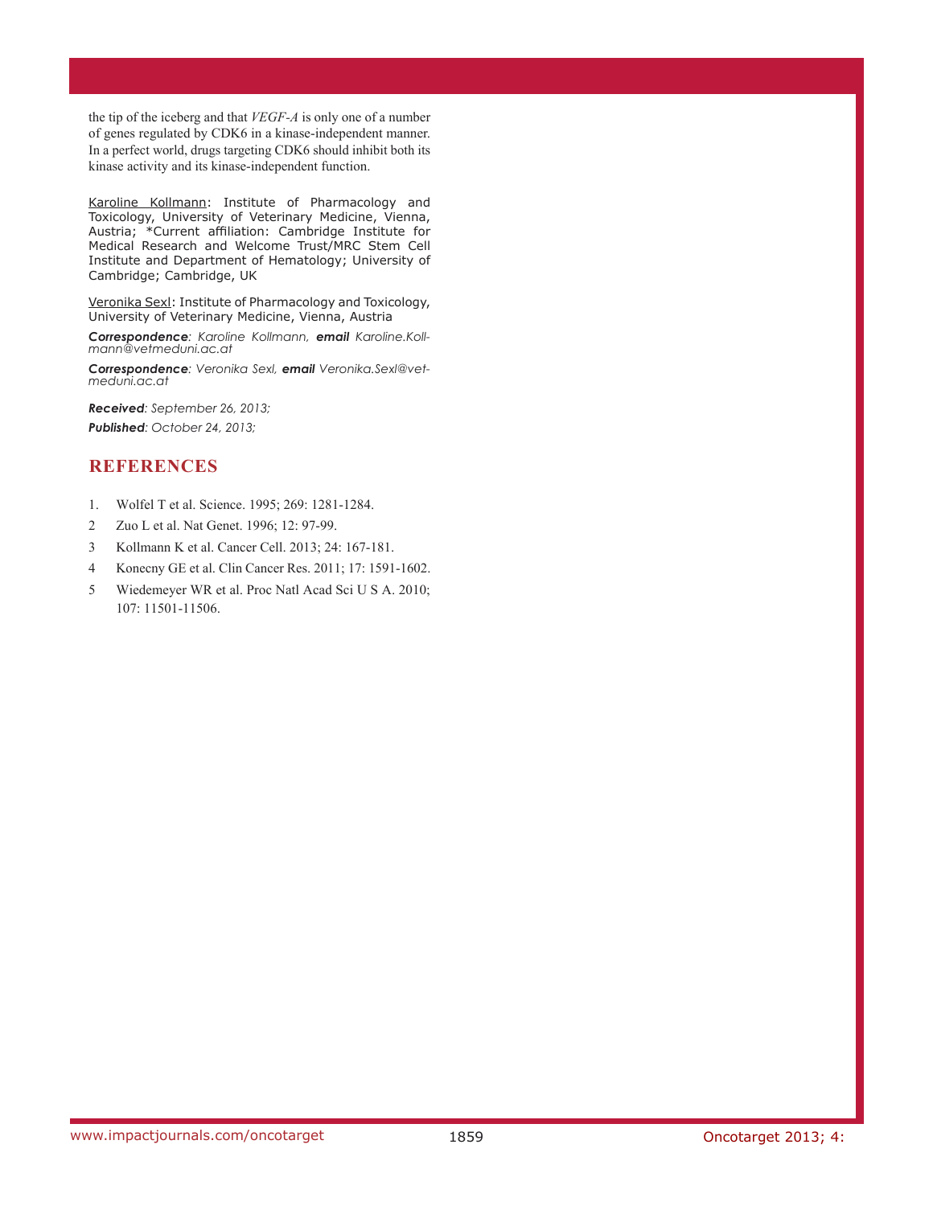the tip of the iceberg and that *VEGF-A* is only one of a number of genes regulated by CDK6 in a kinase-independent manner. In a perfect world, drugs targeting CDK6 should inhibit both its kinase activity and its kinase-independent function.

Karoline Kollmann: Institute of Pharmacology and Toxicology, University of Veterinary Medicine, Vienna, Austria; *Current affiliation: Cambridge Institute for Medical Research and Welcome Trust/MRC Stem Cell Institute and Department of Hematology; University of Cambridge; Cambridge, UK

Veronika Sexl: Institute of Pharmacology and Toxicology, University of Veterinary Medicine, Vienna, Austria

***Correspondence**: Karoline Kollmann, **email** Karoline.Kollmann@vetmeduni.ac.at*

***Correspondence**: Veronika Sexl, **email** Veronika.Sexl@vetmeduni.ac.at*

***Received**: September 26, 2013;*

***Published**: October 24, 2013;*

## REFERENCES

1. Wolfel T et al. Science. 1995; 269: 1281-1284.
2. Zuo L et al. Nat Genet. 1996; 12: 97-99.
3. Kollmann K et al. Cancer Cell. 2013; 24: 167-181.
4. Konecny GE et al. Clin Cancer Res. 2011; 17: 1591-1602.
5. Wiedemeyer WR et al. Proc Natl Acad Sci U S A. 2010; 107: 11501-11506.